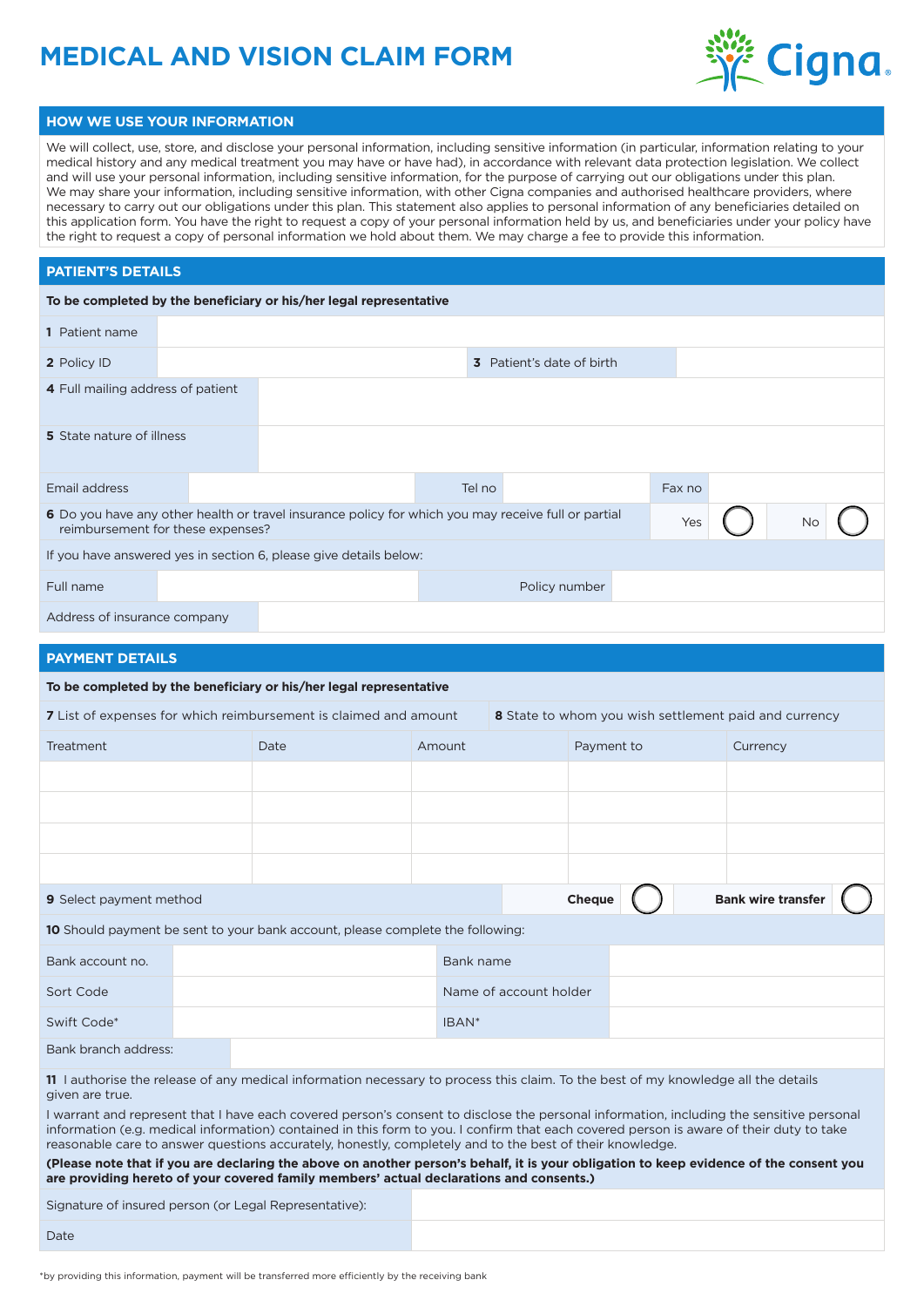# MEDICAL AND VISION CLAIM FORM

Cigna

## HOW WE USE YOUR INFORMATION

We will collect, use, store, and disclose your personal information, including sensitive information (in particular, information relating to your medical history and any medical treatment you may have or have had), in accordance with relevant data protection legislation. We collect and will use your personal information, including sensitive information, for the purpose of carrying out our obligations under this plan. We may share your information, including sensitive information, with other Cigna companies and authorised healthcare providers, where necessary to carry out our obligations under this plan. This statement also applies to personal information of any beneficiaries detailed on this application form. You have the right to request a copy of your personal information held by us, and beneficiaries under your policy have the right to request a copy of personal information we hold about them. We may charge a fee to provide this information.

## PATIENT'S DETAILS

**To be completed by the beneficiary or his/her legal representative**

| | | | |
|---|---|---|---|
| **1** Patient name | | | |
| **2** Policy ID | | **3** Patient's date of birth | |
| **4** Full mailing address of patient | | | |
| **5** State nature of illness | | | |

| | | | | | |
|---|---|---|---|---|---|
| Email address | | Tel no | | Fax no | |

**6** Do you have any other health or travel insurance policy for which you may receive full or partial reimbursement for these expenses? Yes ◯ No ◯

If you have answered yes in section 6, please give details below:

| | | | |
|---|---|---|---|
| Full name | | Policy number | |
| Address of insurance company | | | |

## PAYMENT DETAILS

**To be completed by the beneficiary or his/her legal representative**

| **7** List of expenses for which reimbursement is claimed and amount | | | **8** State to whom you wish settlement paid and currency | |
|---|---|---|---|---|
| Treatment | Date | Amount | Payment to | Currency |
| | | | | |
| | | | | |
| | | | | |
| | | | | |

**9** Select payment method **Cheque** ◯ **Bank wire transfer** ◯

**10** Should payment be sent to your bank account, please complete the following:

| | | | |
|---|---|---|---|
| Bank account no. | | Bank name | |
| Sort Code | | Name of account holder | |
| Swift Code* | | IBAN* | |
| Bank branch address: | | | |

**11** I authorise the release of any medical information necessary to process this claim. To the best of my knowledge all the details given are true.

I warrant and represent that I have each covered person's consent to disclose the personal information, including the sensitive personal information (e.g. medical information) contained in this form to you. I confirm that each covered person is aware of their duty to take reasonable care to answer questions accurately, honestly, completely and to the best of their knowledge.

**(Please note that if you are declaring the above on another person's behalf, it is your obligation to keep evidence of the consent you are providing hereto of your covered family members' actual declarations and consents.)**

| | |
|---|---|
| Signature of insured person (or Legal Representative): | |
| Date | |

*by providing this information, payment will be transferred more efficiently by the receiving bank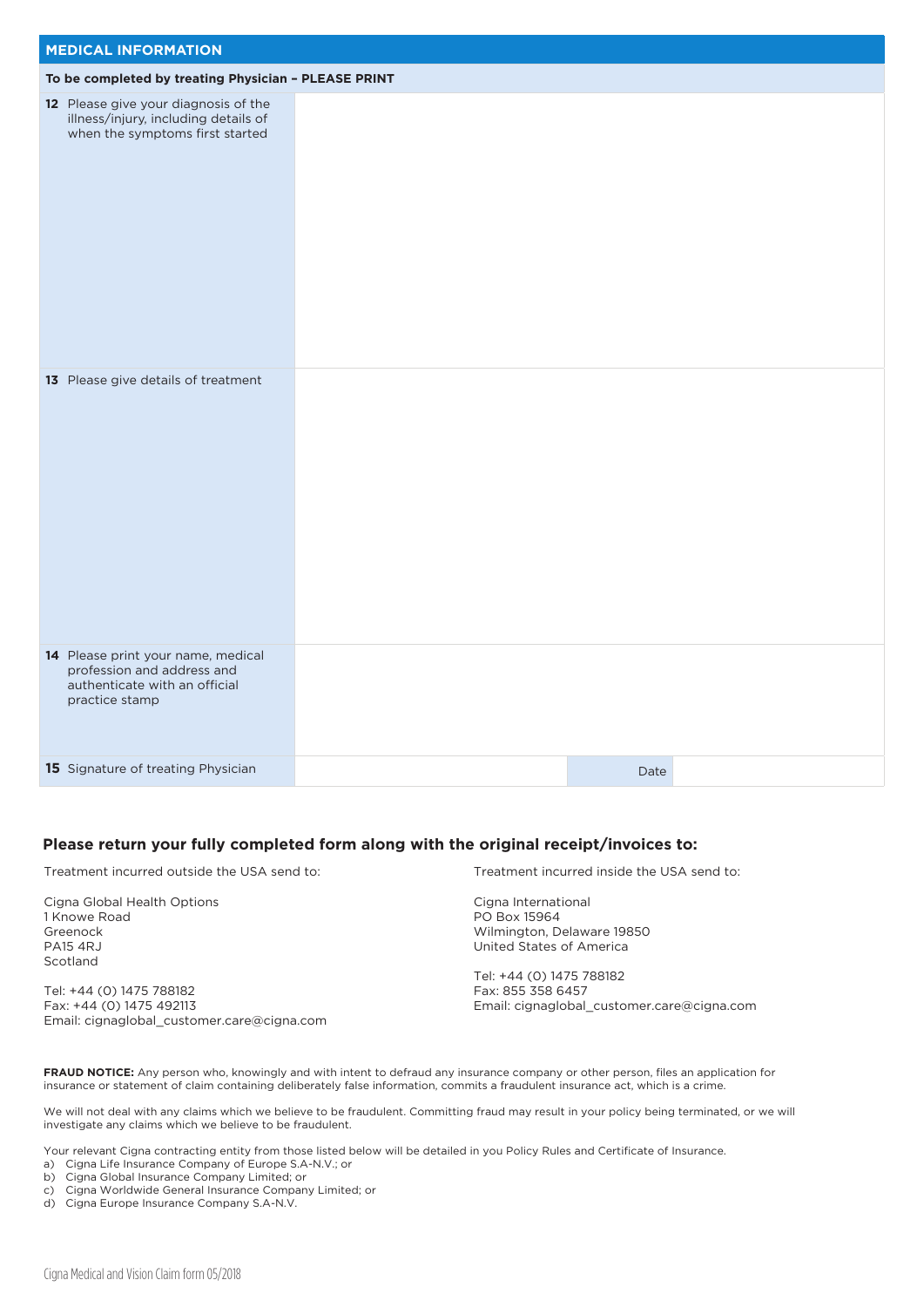## MEDICAL INFORMATION

**To be completed by treating Physician – PLEASE PRINT**

| | |
|---|---|
| **12** Please give your diagnosis of the illness/injury, including details of when the symptoms first started | |
| **13** Please give details of treatment | |
| **14** Please print your name, medical profession and address and authenticate with an official practice stamp | |
| **15** Signature of treating Physician | Date |

### Please return your fully completed form along with the original receipt/invoices to:

Treatment incurred outside the USA send to:

Cigna Global Health Options
1 Knowe Road
Greenock
PA15 4RJ
Scotland

Tel: +44 (0) 1475 788182
Fax: +44 (0) 1475 492113
Email: cignaglobal_customer.care@cigna.com

Treatment incurred inside the USA send to:

Cigna International
PO Box 15964
Wilmington, Delaware 19850
United States of America

Tel: +44 (0) 1475 788182
Fax: 855 358 6457
Email: cignaglobal_customer.care@cigna.com

**FRAUD NOTICE:** Any person who, knowingly and with intent to defraud any insurance company or other person, files an application for insurance or statement of claim containing deliberately false information, commits a fraudulent insurance act, which is a crime.

We will not deal with any claims which we believe to be fraudulent. Committing fraud may result in your policy being terminated, or we will investigate any claims which we believe to be fraudulent.

Your relevant Cigna contracting entity from those listed below will be detailed in you Policy Rules and Certificate of Insurance.

a) Cigna Life Insurance Company of Europe S.A-N.V.; or
b) Cigna Global Insurance Company Limited; or
c) Cigna Worldwide General Insurance Company Limited; or
d) Cigna Europe Insurance Company S.A-N.V.

Cigna Medical and Vision Claim form 05/2018